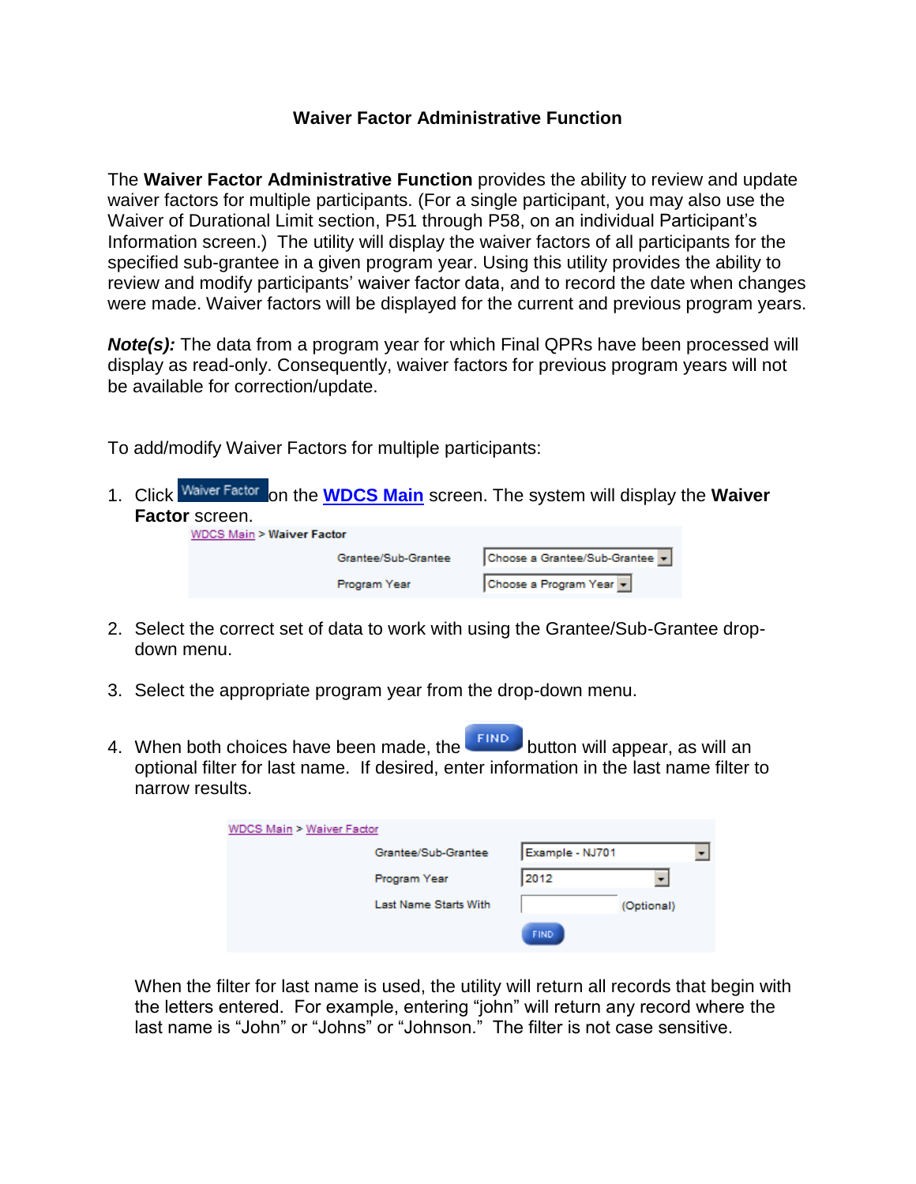# Waiver Factor Administrative Function

The **Waiver Factor Administrative Function** provides the ability to review and update waiver factors for multiple participants. (For a single participant, you may also use the Waiver of Durational Limit section, P51 through P58, on an individual Participant's Information screen.) The utility will display the waiver factors of all participants for the specified sub-grantee in a given program year. Using this utility provides the ability to review and modify participants' waiver factor data, and to record the date when changes were made. Waiver factors will be displayed for the current and previous program years.

***Note(s):*** The data from a program year for which Final QPRs have been processed will display as read-only. Consequently, waiver factors for previous program years will not be available for correction/update.

To add/modify Waiver Factors for multiple participants:

1. Click Waiver Factor on the **WDCS Main** screen. The system will display the **Waiver Factor** screen.

   WDCS Main > **Waiver Factor**

   | | |
   |---|---|
   | Grantee/Sub-Grantee | Choose a Grantee/Sub-Grantee |
   | Program Year | Choose a Program Year |

2. Select the correct set of data to work with using the Grantee/Sub-Grantee drop-down menu.

3. Select the appropriate program year from the drop-down menu.

4. When both choices have been made, the FIND button will appear, as will an optional filter for last name. If desired, enter information in the last name filter to narrow results.

   WDCS Main > Waiver Factor

   | | |
   |---|---|
   | Grantee/Sub-Grantee | Example - NJ701 |
   | Program Year | 2012 |
   | Last Name Starts With | (Optional) |
   | | FIND |

   When the filter for last name is used, the utility will return all records that begin with the letters entered. For example, entering "john" will return any record where the last name is "John" or "Johns" or "Johnson." The filter is not case sensitive.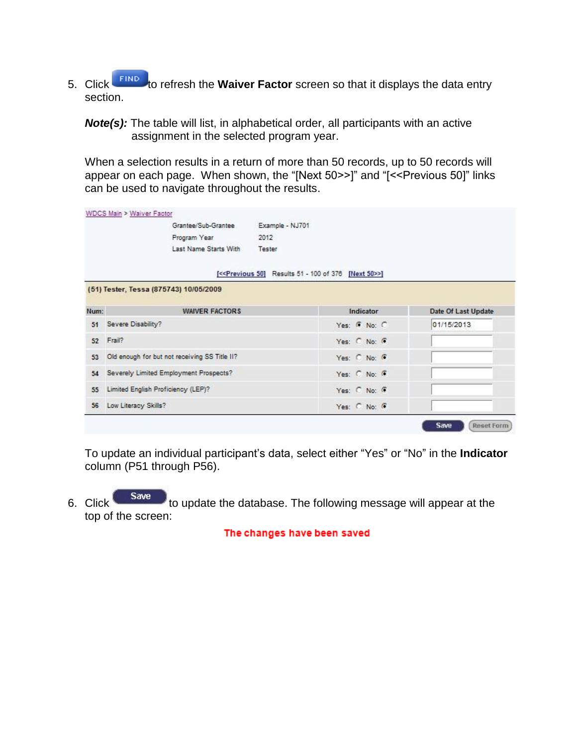5. Click FIND to refresh the **Waiver Factor** screen so that it displays the data entry section.

   ***Note(s):*** The table will list, in alphabetical order, all participants with an active assignment in the selected program year.

   When a selection results in a return of more than 50 records, up to 50 records will appear on each page. When shown, the "[Next 50>>]" and "[<<Previous 50]" links can be used to navigate throughout the results.

   WDCS Main > Waiver Factor

   | | |
   |---|---|
   | Grantee/Sub-Grantee | Example - NJ701 |
   | Program Year | 2012 |
   | Last Name Starts With | Tester |

   [<<Previous 50] Results 51 - 100 of 376 [Next 50>>]

   (51) Tester, Tessa (875743) 10/05/2009

   | Num: | WAIVER FACTORS | Indicator | Date Of Last Update |
   |---|---|---|---|
   | 51 | Severe Disability? | Yes: (●) No: ( ) | 01/15/2013 |
   | 52 | Frail? | Yes: ( ) No: (●) | |
   | 53 | Old enough for but not receiving SS Title II? | Yes: ( ) No: (●) | |
   | 54 | Severely Limited Employment Prospects? | Yes: ( ) No: (●) | |
   | 55 | Limited English Proficiency (LEP)? | Yes: ( ) No: (●) | |
   | 56 | Low Literacy Skills? | Yes: ( ) No: (●) | |

   Save | Reset Form

   To update an individual participant's data, select either "Yes" or "No" in the **Indicator** column (P51 through P56).

6. Click Save to update the database. The following message will appear at the top of the screen:

   **The changes have been saved**